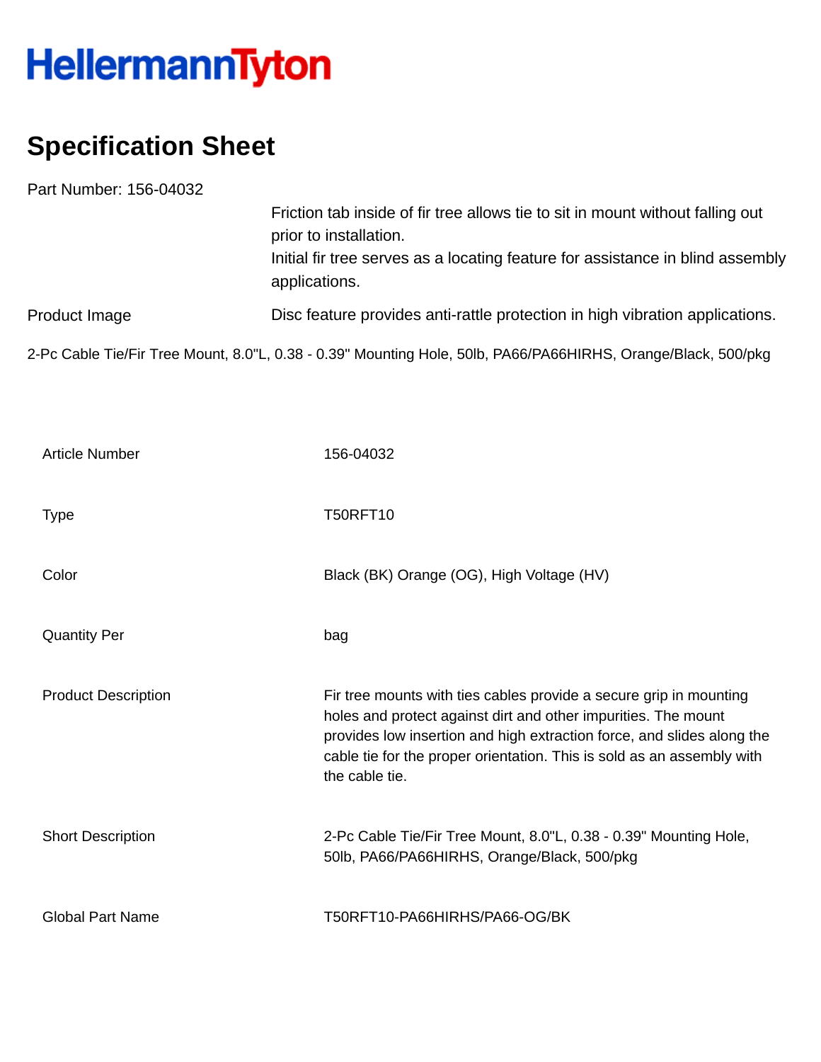HellermannTyton

# Specification Sheet

Part Number: 156-04032

Friction tab inside of fir tree allows tie to sit in mount without falling out prior to installation.
Initial fir tree serves as a locating feature for assistance in blind assembly applications.

Product Image

Disc feature provides anti-rattle protection in high vibration applications.

2-Pc Cable Tie/Fir Tree Mount, 8.0"L, 0.38 - 0.39" Mounting Hole, 50lb, PA66/PA66HIRHS, Orange/Black, 500/pkg

| | |
|---|---|
| Article Number | 156-04032 |
| Type | T50RFT10 |
| Color | Black (BK) Orange (OG), High Voltage (HV) |
| Quantity Per | bag |
| Product Description | Fir tree mounts with ties cables provide a secure grip in mounting holes and protect against dirt and other impurities. The mount provides low insertion and high extraction force, and slides along the cable tie for the proper orientation. This is sold as an assembly with the cable tie. |
| Short Description | 2-Pc Cable Tie/Fir Tree Mount, 8.0"L, 0.38 - 0.39" Mounting Hole, 50lb, PA66/PA66HIRHS, Orange/Black, 500/pkg |
| Global Part Name | T50RFT10-PA66HIRHS/PA66-OG/BK |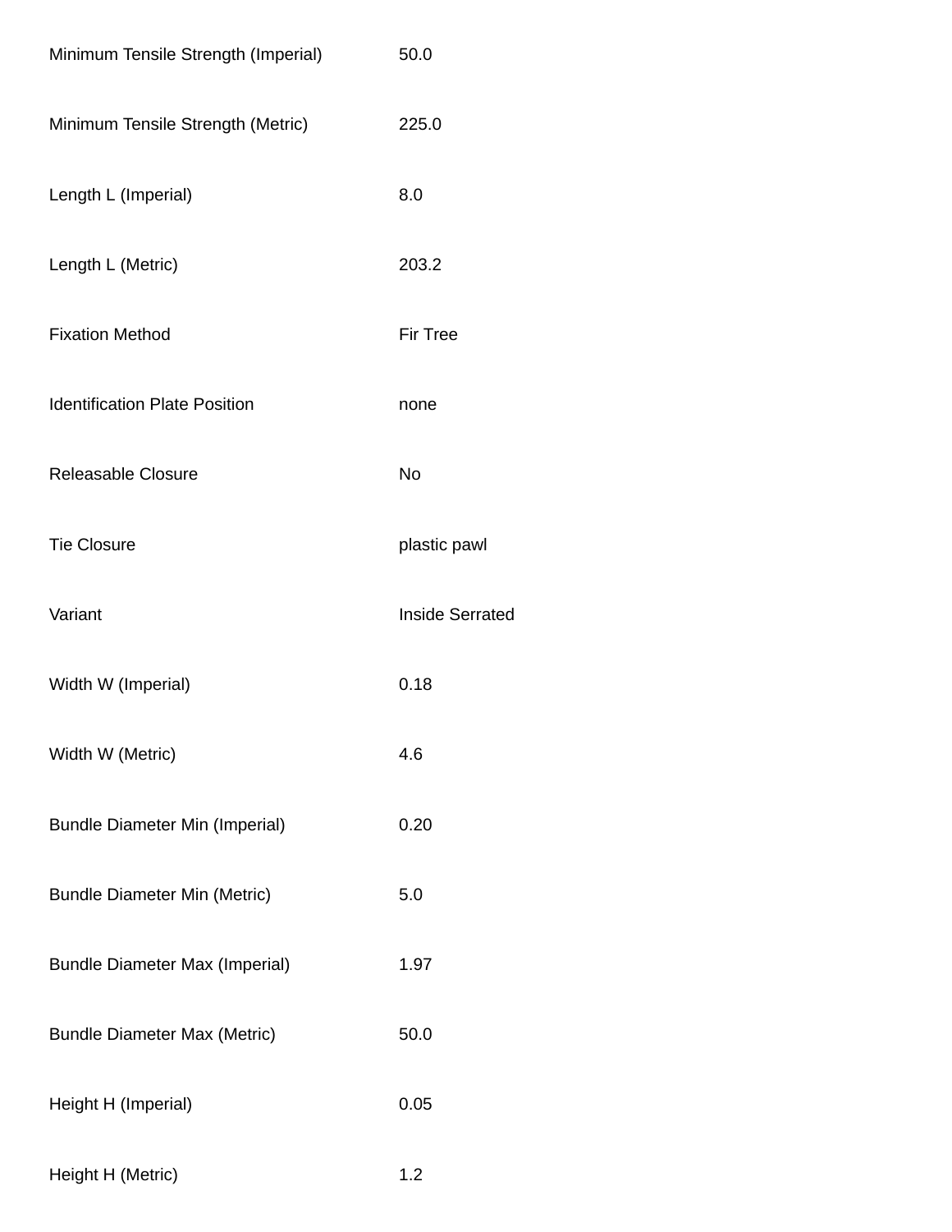| | |
|---|---|
| Minimum Tensile Strength (Imperial) | 50.0 |
| Minimum Tensile Strength (Metric) | 225.0 |
| Length L (Imperial) | 8.0 |
| Length L (Metric) | 203.2 |
| Fixation Method | Fir Tree |
| Identification Plate Position | none |
| Releasable Closure | No |
| Tie Closure | plastic pawl |
| Variant | Inside Serrated |
| Width W (Imperial) | 0.18 |
| Width W (Metric) | 4.6 |
| Bundle Diameter Min (Imperial) | 0.20 |
| Bundle Diameter Min (Metric) | 5.0 |
| Bundle Diameter Max (Imperial) | 1.97 |
| Bundle Diameter Max (Metric) | 50.0 |
| Height H (Imperial) | 0.05 |
| Height H (Metric) | 1.2 |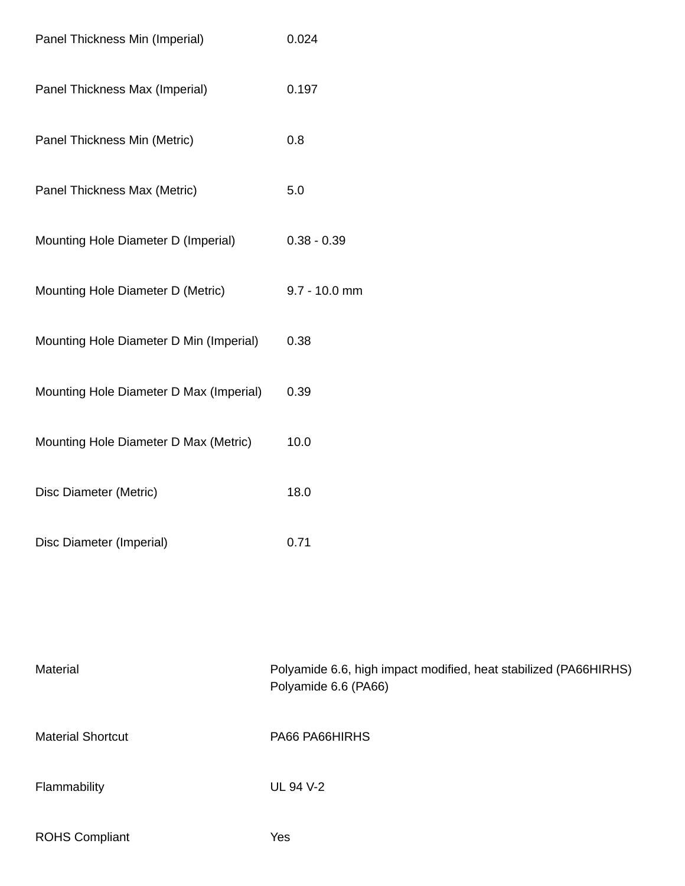| | |
|---|---|
| Panel Thickness Min (Imperial) | 0.024 |
| Panel Thickness Max (Imperial) | 0.197 |
| Panel Thickness Min (Metric) | 0.8 |
| Panel Thickness Max (Metric) | 5.0 |
| Mounting Hole Diameter D (Imperial) | 0.38 - 0.39 |
| Mounting Hole Diameter D (Metric) | 9.7 - 10.0 mm |
| Mounting Hole Diameter D Min (Imperial) | 0.38 |
| Mounting Hole Diameter D Max (Imperial) | 0.39 |
| Mounting Hole Diameter D Max (Metric) | 10.0 |
| Disc Diameter (Metric) | 18.0 |
| Disc Diameter (Imperial) | 0.71 |

| | |
|---|---|
| Material | Polyamide 6.6, high impact modified, heat stabilized (PA66HIRHS) Polyamide 6.6 (PA66) |
| Material Shortcut | PA66 PA66HIRHS |
| Flammability | UL 94 V-2 |
| ROHS Compliant | Yes |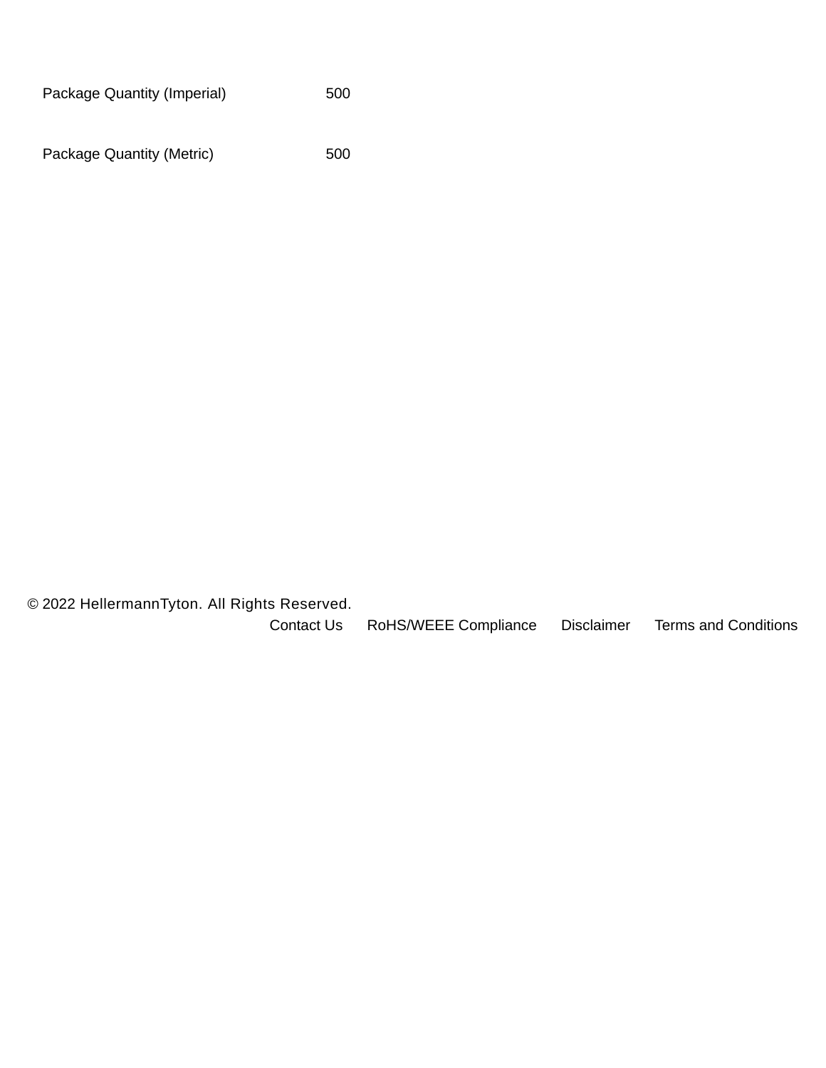| | |
|---|---|
| Package Quantity (Imperial) | 500 |
| Package Quantity (Metric) | 500 |

© 2022 HellermannTyton. All Rights Reserved.

Contact Us RoHS/WEEE Compliance Disclaimer Terms and Conditions